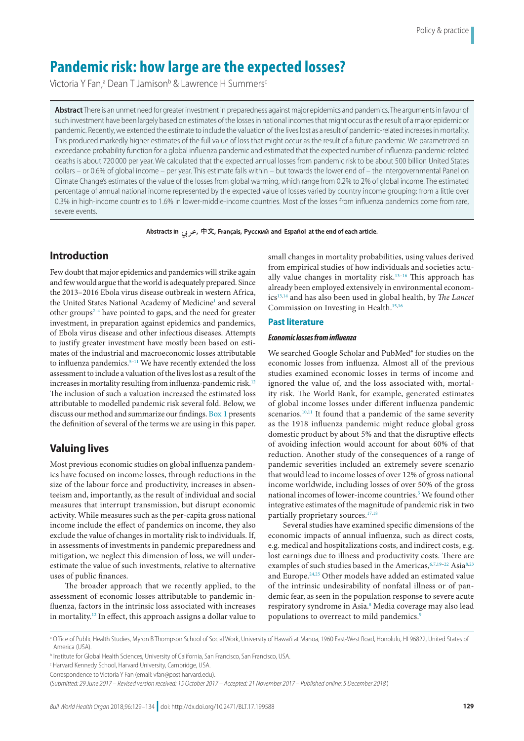# Pandemic risk: how large are the expected losses?

Victoria Y Fan,[a] Dean T Jamison[b] & Lawrence H Summers[c]

**Abstract** There is an unmet need for greater investment in preparedness against major epidemics and pandemics. The arguments in favour of such investment have been largely based on estimates of the losses in national incomes that might occur as the result of a major epidemic or pandemic. Recently, we extended the estimate to include the valuation of the lives lost as a result of pandemic-related increases in mortality. This produced markedly higher estimates of the full value of loss that might occur as the result of a future pandemic. We parametrized an exceedance probability function for a global influenza pandemic and estimated that the expected number of influenza-pandemic-related deaths is about 720 000 per year. We calculated that the expected annual losses from pandemic risk to be about 500 billion United States dollars – or 0.6% of global income – per year. This estimate falls within – but towards the lower end of – the Intergovernmental Panel on Climate Change's estimates of the value of the losses from global warming, which range from 0.2% to 2% of global income. The estimated percentage of annual national income represented by the expected value of losses varied by country income grouping: from a little over 0.3% in high-income countries to 1.6% in lower-middle-income countries. Most of the losses from influenza pandemics come from rare, severe events.

**Abstracts in عربي, 中文, Français, Русский and Español at the end of each article.**

## Introduction

Few doubt that major epidemics and pandemics will strike again and few would argue that the world is adequately prepared. Since the 2013–2016 Ebola virus disease outbreak in western Africa, the United States National Academy of Medicine[1] and several other groups[2–4] have pointed to gaps, and the need for greater investment, in preparation against epidemics and pandemics, of Ebola virus disease and other infectious diseases. Attempts to justify greater investment have mostly been based on estimates of the industrial and macroeconomic losses attributable to influenza pandemics.[5–11] We have recently extended the loss assessment to include a valuation of the lives lost as a result of the increases in mortality resulting from influenza-pandemic risk.[12] The inclusion of such a valuation increased the estimated loss attributable to modelled pandemic risk several fold. Below, we discuss our method and summarize our findings. Box 1 presents the definition of several of the terms we are using in this paper.

## Valuing lives

Most previous economic studies on global influenza pandemics have focused on income losses, through reductions in the size of the labour force and productivity, increases in absenteeism and, importantly, as the result of individual and social measures that interrupt transmission, but disrupt economic activity. While measures such as the per-capita gross national income include the effect of pandemics on income, they also exclude the value of changes in mortality risk to individuals. If, in assessments of investments in pandemic preparedness and mitigation, we neglect this dimension of loss, we will underestimate the value of such investments, relative to alternative uses of public finances.

The broader approach that we recently applied, to the assessment of economic losses attributable to pandemic influenza, factors in the intrinsic loss associated with increases in mortality.[12] In effect, this approach assigns a dollar value to small changes in mortality probabilities, using values derived from empirical studies of how individuals and societies actually value changes in mortality risk.[13–16] This approach has already been employed extensively in environmental economics[13,14] and has also been used in global health, by *The Lancet* Commission on Investing in Health.[15,16]

### Past literature

#### *Economic losses from influenza*

We searched Google Scholar and PubMed® for studies on the economic losses from influenza. Almost all of the previous studies examined economic losses in terms of income and ignored the value of, and the loss associated with, mortality risk. The World Bank, for example, generated estimates of global income losses under different influenza pandemic scenarios.[10,11] It found that a pandemic of the same severity as the 1918 influenza pandemic might reduce global gross domestic product by about 5% and that the disruptive effects of avoiding infection would account for about 60% of that reduction. Another study of the consequences of a range of pandemic severities included an extremely severe scenario that would lead to income losses of over 12% of gross national income worldwide, including losses of over 50% of the gross national incomes of lower-income countries.[5] We found other integrative estimates of the magnitude of pandemic risk in two partially proprietary sources.[17,18]

Several studies have examined specific dimensions of the economic impacts of annual influenza, such as direct costs, e.g. medical and hospitalizations costs, and indirect costs, e.g. lost earnings due to illness and productivity costs. There are examples of such studies based in the Americas,[6,7,19–22] Asia[8,23] and Europe.[24,25] Other models have added an estimated value of the intrinsic undesirability of nonfatal illness or of pandemic fear, as seen in the population response to severe acute respiratory syndrome in Asia.[8] Media coverage may also lead populations to overreact to mild pandemics.[9]

[a] Office of Public Health Studies, Myron B Thompson School of Social Work, University of Hawai'i at Mānoa, 1960 East-West Road, Honolulu, HI 96822, United States of America (USA).

[b] Institute for Global Health Sciences, University of California, San Francisco, San Francisco, USA.

[c] Harvard Kennedy School, Harvard University, Cambridge, USA.

Correspondence to Victoria Y Fan (email: vfan@post.harvard.edu).

(*Submitted: 29 June 2017 – Revised version received: 15 October 2017 – Accepted: 21 November 2017 – Published online: 5 December 2018*)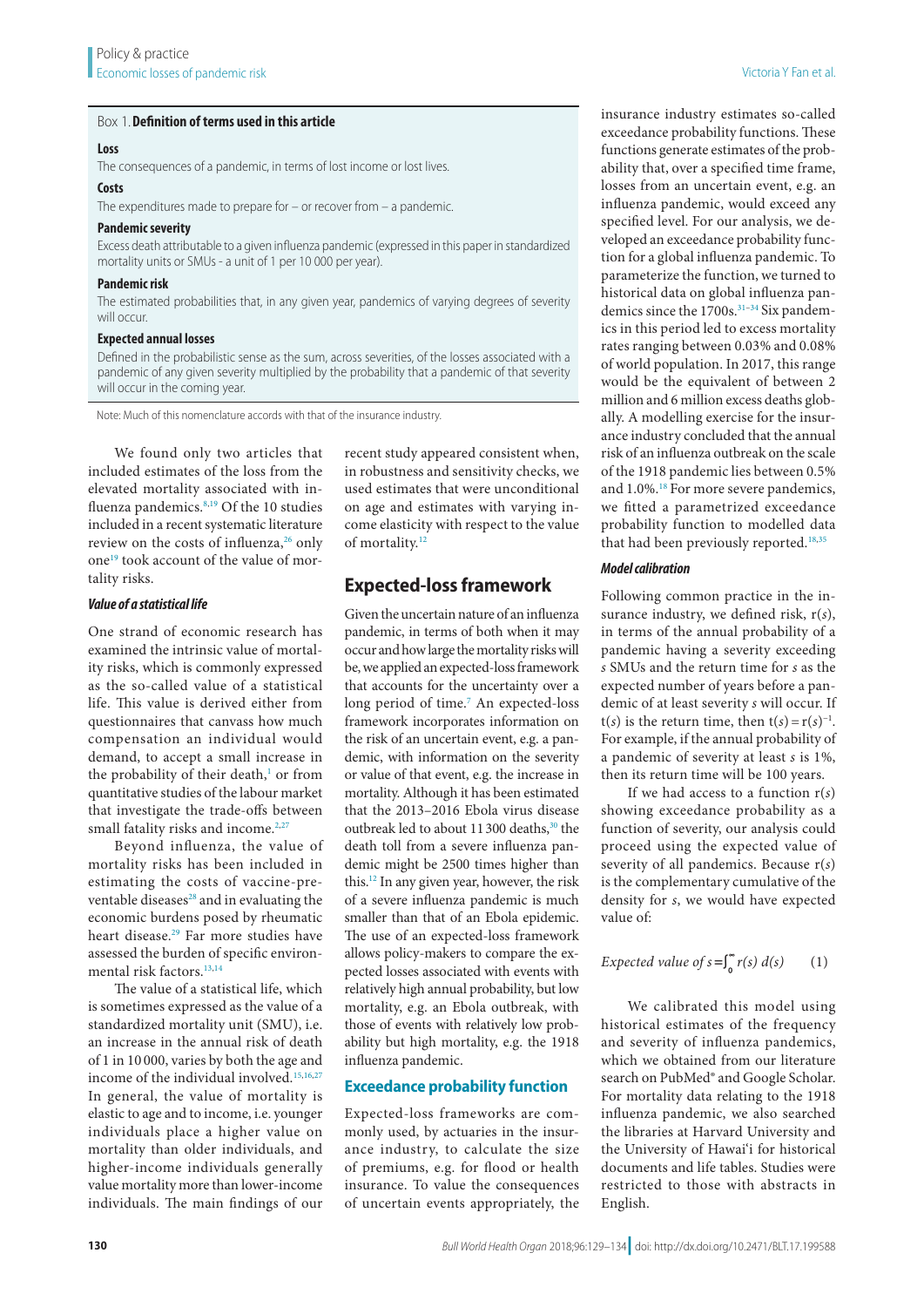### Box 1. Definition of terms used in this article

**Loss**

The consequences of a pandemic, in terms of lost income or lost lives.

**Costs**

The expenditures made to prepare for – or recover from – a pandemic.

**Pandemic severity**

Excess death attributable to a given influenza pandemic (expressed in this paper in standardized mortality units or SMUs - a unit of 1 per 10 000 per year).

**Pandemic risk**

The estimated probabilities that, in any given year, pandemics of varying degrees of severity will occur.

**Expected annual losses**

Defined in the probabilistic sense as the sum, across severities, of the losses associated with a pandemic of any given severity multiplied by the probability that a pandemic of that severity will occur in the coming year.

Note: Much of this nomenclature accords with that of the insurance industry.

We found only two articles that included estimates of the loss from the elevated mortality associated with influenza pandemics.[8,19] Of the 10 studies included in a recent systematic literature review on the costs of influenza,[26] only one[19] took account of the value of mortality risks.

#### *Value of a statistical life*

One strand of economic research has examined the intrinsic value of mortality risks, which is commonly expressed as the so-called value of a statistical life. This value is derived either from questionnaires that canvass how much compensation an individual would demand, to accept a small increase in the probability of their death,[1] or from quantitative studies of the labour market that investigate the trade-offs between small fatality risks and income.[2,27]

Beyond influenza, the value of mortality risks has been included in estimating the costs of vaccine-preventable diseases[28] and in evaluating the economic burdens posed by rheumatic heart disease.[29] Far more studies have assessed the burden of specific environmental risk factors.[13,14]

The value of a statistical life, which is sometimes expressed as the value of a standardized mortality unit (SMU), i.e. an increase in the annual risk of death of 1 in 10 000, varies by both the age and income of the individual involved.[15,16,27] In general, the value of mortality is elastic to age and to income, i.e. younger individuals place a higher value on mortality than older individuals, and higher-income individuals generally value mortality more than lower-income individuals. The main findings of our recent study appeared consistent when, in robustness and sensitivity checks, we used estimates that were unconditional on age and estimates with varying income elasticity with respect to the value of mortality.[12]

## Expected-loss framework

Given the uncertain nature of an influenza pandemic, in terms of both when it may occur and how large the mortality risks will be, we applied an expected-loss framework that accounts for the uncertainty over a long period of time.[7] An expected-loss framework incorporates information on the risk of an uncertain event, e.g. a pandemic, with information on the severity or value of that event, e.g. the increase in mortality. Although it has been estimated that the 2013–2016 Ebola virus disease outbreak led to about 11 300 deaths,[30] the death toll from a severe influenza pandemic might be 2500 times higher than this.[12] In any given year, however, the risk of a severe influenza pandemic is much smaller than that of an Ebola epidemic. The use of an expected-loss framework allows policy-makers to compare the expected losses associated with events with relatively high annual probability, but low mortality, e.g. an Ebola outbreak, with those of events with relatively low probability but high mortality, e.g. the 1918 influenza pandemic.

### Exceedance probability function

Expected-loss frameworks are commonly used, by actuaries in the insurance industry, to calculate the size of premiums, e.g. for flood or health insurance. To value the consequences of uncertain events appropriately, the insurance industry estimates so-called exceedance probability functions. These functions generate estimates of the probability that, over a specified time frame, losses from an uncertain event, e.g. an influenza pandemic, would exceed any specified level. For our analysis, we developed an exceedance probability function for a global influenza pandemic. To parameterize the function, we turned to historical data on global influenza pandemics since the 1700s.[31–34] Six pandemics in this period led to excess mortality rates ranging between 0.03% and 0.08% of world population. In 2017, this range would be the equivalent of between 2 million and 6 million excess deaths globally. A modelling exercise for the insurance industry concluded that the annual risk of an influenza outbreak on the scale of the 1918 pandemic lies between 0.5% and 1.0%.[18] For more severe pandemics, we fitted a parametrized exceedance probability function to modelled data that had been previously reported.[18,35]

#### *Model calibration*

Following common practice in the insurance industry, we defined risk, $r(s)$, in terms of the annual probability of a pandemic having a severity exceeding $s$ SMUs and the return time for $s$ as the expected number of years before a pandemic of at least severity $s$ will occur. If $t(s)$ is the return time, then $t(s) = r(s)^{-1}$. For example, if the annual probability of a pandemic of severity at least $s$ is 1%, then its return time will be 100 years.

If we had access to a function $r(s)$ showing exceedance probability as a function of severity, our analysis could proceed using the expected value of severity of all pandemics. Because $r(s)$ is the complementary cumulative of the density for $s$, we would have expected value of:

$$\textit{Expected value of } s = \int_0^{\infty} r(s)\, d(s) \qquad (1)$$

We calibrated this model using historical estimates of the frequency and severity of influenza pandemics, which we obtained from our literature search on PubMed® and Google Scholar. For mortality data relating to the 1918 influenza pandemic, we also searched the libraries at Harvard University and the University of Hawai'i for historical documents and life tables. Studies were restricted to those with abstracts in English.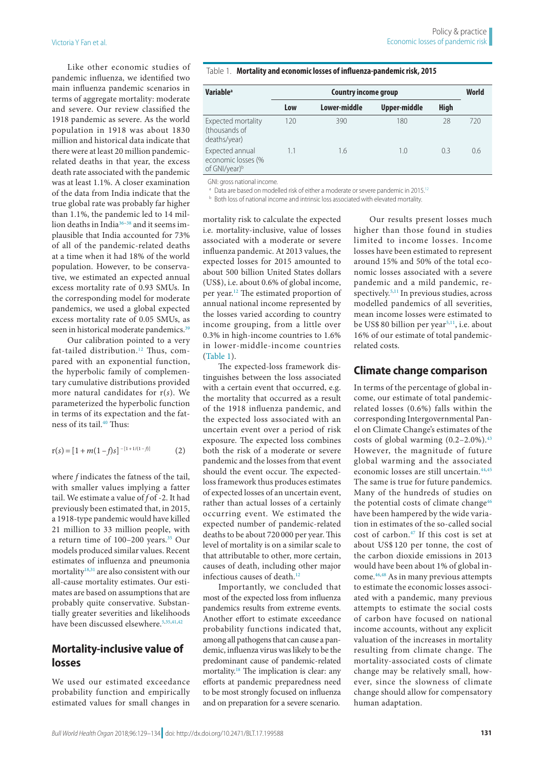Like other economic studies of pandemic influenza, we identified two main influenza pandemic scenarios in terms of aggregate mortality: moderate and severe. Our review classified the 1918 pandemic as severe. As the world population in 1918 was about 1830 million and historical data indicate that there were at least 20 million pandemic-related deaths in that year, the excess death rate associated with the pandemic was at least 1.1%. A closer examination of the data from India indicate that the true global rate was probably far higher than 1.1%, the pandemic led to 14 million deaths in India[36–38] and it seems implausible that India accounted for 73% of all of the pandemic-related deaths at a time when it had 18% of the world population. However, to be conservative, we estimated an expected annual excess mortality rate of 0.93 SMUs. In the corresponding model for moderate pandemics, we used a global expected excess mortality rate of 0.05 SMUs, as seen in historical moderate pandemics.[39]

Our calibration pointed to a very fat-tailed distribution.[12] Thus, compared with an exponential function, the hyperbolic family of complementary cumulative distributions provided more natural candidates for r($s$). We parameterized the hyperbolic function in terms of its expectation and the fatness of its tail.[40] Thus:

$$\mathrm{r}(s) = [1 + m(1-f)s]^{-[1+1/(1-f)]} \qquad (2)$$

where $f$ indicates the fatness of the tail, with smaller values implying a fatter tail. We estimate a value of $f$ of -2. It had previously been estimated that, in 2015, a 1918-type pandemic would have killed 21 million to 33 million people, with a return time of 100–200 years.[35] Our models produced similar values. Recent estimates of influenza and pneumonia mortality[18,31] are also consistent with our all-cause mortality estimates. Our estimates are based on assumptions that are probably quite conservative. Substantially greater severities and likelihoods have been discussed elsewhere.[5,35,41,42]

## Mortality-inclusive value of losses

We used our estimated exceedance probability function and empirically estimated values for small changes in mortality risk to calculate the expected i.e. mortality-inclusive, value of losses associated with a moderate or severe influenza pandemic. At 2013 values, the expected losses for 2015 amounted to about 500 billion United States dollars (US$), i.e. about 0.6% of global income, per year.[12] The estimated proportion of annual national income represented by the losses varied according to country income grouping, from a little over 0.3% in high-income countries to 1.6% in lower-middle-income countries (Table 1).

Table 1. **Mortality and economic losses of influenza-pandemic risk, 2015**

| Variable[a] | Country income group | | | | World |
|---|---|---|---|---|---|
| | Low | Lower-middle | Upper-middle | High | |
| Expected mortality (thousands of deaths/year) | 120 | 390 | 180 | 28 | 720 |
| Expected annual economic losses (% of GNI/year)[b] | 1.1 | 1.6 | 1.0 | 0.3 | 0.6 |

GNI: gross national income.

[a] Data are based on modelled risk of either a moderate or severe pandemic in 2015.[12]

[b] Both loss of national income and intrinsic loss associated with elevated mortality.

The expected-loss framework distinguishes between the loss associated with a certain event that occurred, e.g. the mortality that occurred as a result of the 1918 influenza pandemic, and the expected loss associated with an uncertain event over a period of risk exposure. The expected loss combines both the risk of a moderate or severe pandemic and the losses from that event should the event occur. The expected-loss framework thus produces estimates of expected losses of an uncertain event, rather than actual losses of a certainly occurring event. We estimated the expected number of pandemic-related deaths to be about 720 000 per year. This level of mortality is on a similar scale to that attributable to other, more certain, causes of death, including other major infectious causes of death.[12]

Importantly, we concluded that most of the expected loss from influenza pandemics results from extreme events. Another effort to estimate exceedance probability functions indicated that, among all pathogens that can cause a pandemic, influenza virus was likely to be the predominant cause of pandemic-related mortality.[18] The implication is clear: any efforts at pandemic preparedness need to be most strongly focused on influenza and on preparation for a severe scenario.

Our results present losses much higher than those found in studies limited to income losses. Income losses have been estimated to represent around 15% and 50% of the total economic losses associated with a severe pandemic and a mild pandemic, respectively.[5,11] In previous studies, across modelled pandemics of all severities, mean income losses were estimated to be US$ 80 billion per year[5,11], i.e. about 16% of our estimate of total pandemic-related costs.

## Climate change comparison

In terms of the percentage of global income, our estimate of total pandemic-related losses (0.6%) falls within the corresponding Intergovernmental Panel on Climate Change's estimates of the costs of global warming (0.2–2.0%).[43] However, the magnitude of future global warming and the associated economic losses are still uncertain.[44,45] The same is true for future pandemics. Many of the hundreds of studies on the potential costs of climate change[46] have been hampered by the wide variation in estimates of the so-called social cost of carbon.[47] If this cost is set at about US$ 120 per tonne, the cost of the carbon dioxide emissions in 2013 would have been about 1% of global income.[46,48] As in many previous attempts to estimate the economic losses associated with a pandemic, many previous attempts to estimate the social costs of carbon have focused on national income accounts, without any explicit valuation of the increases in mortality resulting from climate change. The mortality-associated costs of climate change may be relatively small, however, since the slowness of climate change should allow for compensatory human adaptation.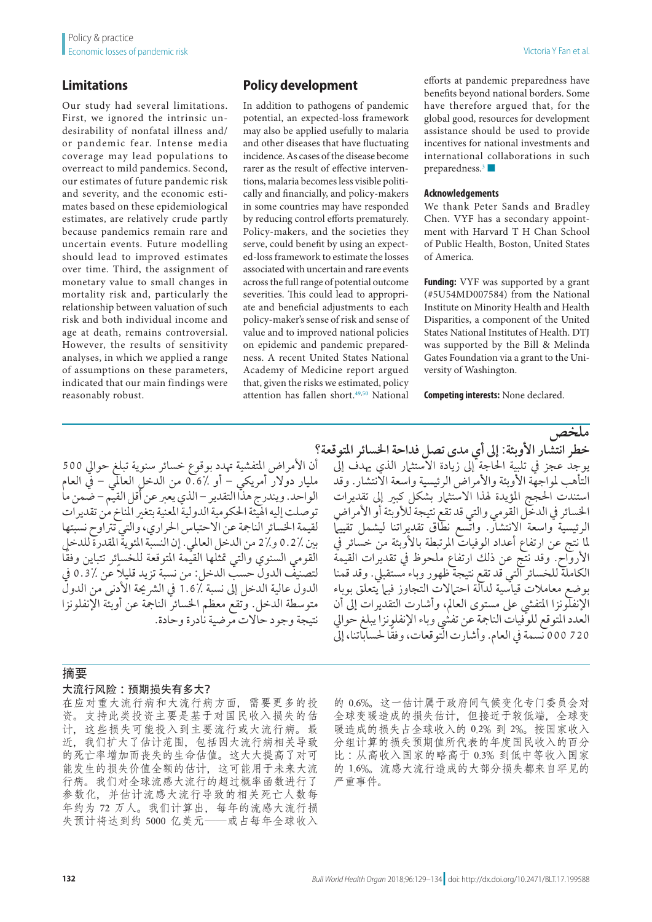## Limitations

Our study had several limitations. First, we ignored the intrinsic undesirability of nonfatal illness and/or pandemic fear. Intense media coverage may lead populations to overreact to mild pandemics. Second, our estimates of future pandemic risk and severity, and the economic estimates based on these epidemiological estimates, are relatively crude partly because pandemics remain rare and uncertain events. Future modelling should lead to improved estimates over time. Third, the assignment of monetary value to small changes in mortality risk and, particularly the relationship between valuation of such risk and both individual income and age at death, remains controversial. However, the results of sensitivity analyses, in which we applied a range of assumptions on these parameters, indicated that our main findings were reasonably robust.

## Policy development

In addition to pathogens of pandemic potential, an expected-loss framework may also be applied usefully to malaria and other diseases that have fluctuating incidence. As cases of the disease become rarer as the result of effective interventions, malaria becomes less visible politically and financially, and policy-makers in some countries may have responded by reducing control efforts prematurely. Policy-makers, and the societies they serve, could benefit by using an expected-loss framework to estimate the losses associated with uncertain and rare events across the full range of potential outcome severities. This could lead to appropriate and beneficial adjustments to each policy-maker's sense of risk and sense of value and to improved national policies on epidemic and pandemic preparedness. A recent United States National Academy of Medicine report argued that, given the risks we estimated, policy attention has fallen short.[49,50] National efforts at pandemic preparedness have benefits beyond national borders. Some have therefore argued that, for the global good, resources for development assistance should be used to provide incentives for national investments and international collaborations in such preparedness.[3] ■

#### Acknowledgements

We thank Peter Sands and Bradley Chen. VYF has a secondary appointment with Harvard T H Chan School of Public Health, Boston, United States of America.

**Funding:** VYF was supported by a grant (#5U54MD007584) from the National Institute on Minority Health and Health Disparities, a component of the United States National Institutes of Health. DTJ was supported by the Bill & Melinda Gates Foundation via a grant to the University of Washington.

**Competing interests:** None declared.

## ملخص

### خطر انتشار الأوبئة: إلى أي مدى تصل فداحة الخسائر المتوقعة؟

يوجد عجز في تلبية الحاجة إلى زيادة الاستثمار الذي يهدف إلى التأهب لمواجهة الأوبئة والأمراض الرئيسية واسعة الانتشار. وقد استندت الحجج المؤيدة لهذا الاستثمار بشكل كبير إلى تقديرات الخسائر في الدخل القومي والتي قد تقع نتيجة للأوبئة أو الأمراض الرئيسية واسعة الانتشار. واتسع نطاق تقديراتنا ليشمل تقييماً لما نتج عن ارتفاع أعداد الوفيات المرتبطة بالأوبئة من خسائر في الأرواح. وقد نتج عن ذلك ارتفاع ملحوظ في تقديرات القيمة الكاملة للخسائر التي قد تقع نتيجة ظهور وباء مستقبلي. وقد قمنا بوضع معاملات قياسية لدالة احتمالات التجاوز فيما يتعلق بوباء الإنفلونزا المتفشي على مستوى العالم، وأشارت التقديرات إلى أن العدد المتوقع للوفيات الناجمة عن تفشي وباء الإنفلونزا يبلغ حوالي 720 000 نسمة في العام. وأشارت التوقعات، وفقاً لحساباتنا، إلى أن الأمراض المتفشية تهدد بوقوع خسائر سنوية تبلغ حوالي 500 مليار دولار أمريكي – أو ‎0.6٪‎ من الدخل العالمي – في العام الواحد. ويندرج هذا التقدير – الذي يعبر عن أقل القيم – ضمن ما توصلت إليه الهيئة الحكومية الدولية المعنية بتغير المناخ من تقديرات لقيمة الخسائر الناجمة عن الاحتباس الحراري، والتي تتراوح نسبتها بين ‎0.2٪‎ و‎2٪‎ من الدخل العالمي. إن النسبة المئوية المقدرة للدخل القومي السنوي والتي تمثلها القيمة المتوقعة للخسائر تتباين وفقاً لتصنيف الدول حسب الدخل: من نسبة تزيد قليلاً عن ‎0.3٪‎ في الدول عالية الدخل إلى نسبة ‎1.6٪‎ في الشريحة الأدنى من الدول متوسطة الدخل. وتقع معظم الخسائر الناجمة عن أوبئة الإنفلونزا نتيجة وجود حالات مرضية نادرة وحادة.

## 摘要

### 大流行风险：预期损失有多大？

在应对重大流行病和大流行病方面，需要更多的投资。支持此类投资主要是基于对国民收入损失的估计，这些损失可能投入到主要流行或大流行病。最近，我们扩大了估计范围，包括因大流行病相关导致的死亡率增加而丧失的生命估值。这大大提高了对可能发生的损失价值全额的估计，这可能用于未来大流行病。我们对全球流感大流行的超过概率函数进行了参数化，并估计流感大流行导致的相关死亡人数每年约为 72 万人。我们计算出，每年的流感大流行损失预计将达到约 5000 亿美元——或占每年全球收入的 0.6%。这一估计属于政府间气候变化专门委员会对全球变暖造成的损失估计，但接近于较低端，全球变暖造成的损失占全球收入的 0.2% 到 2%。按国家收入分组计算的损失预期值所代表的年度国民收入的百分比：从高收入国家的略高于 0.3% 到低中等收入国家的 1.6%。流感大流行造成的大部分损失都来自罕见的严重事件。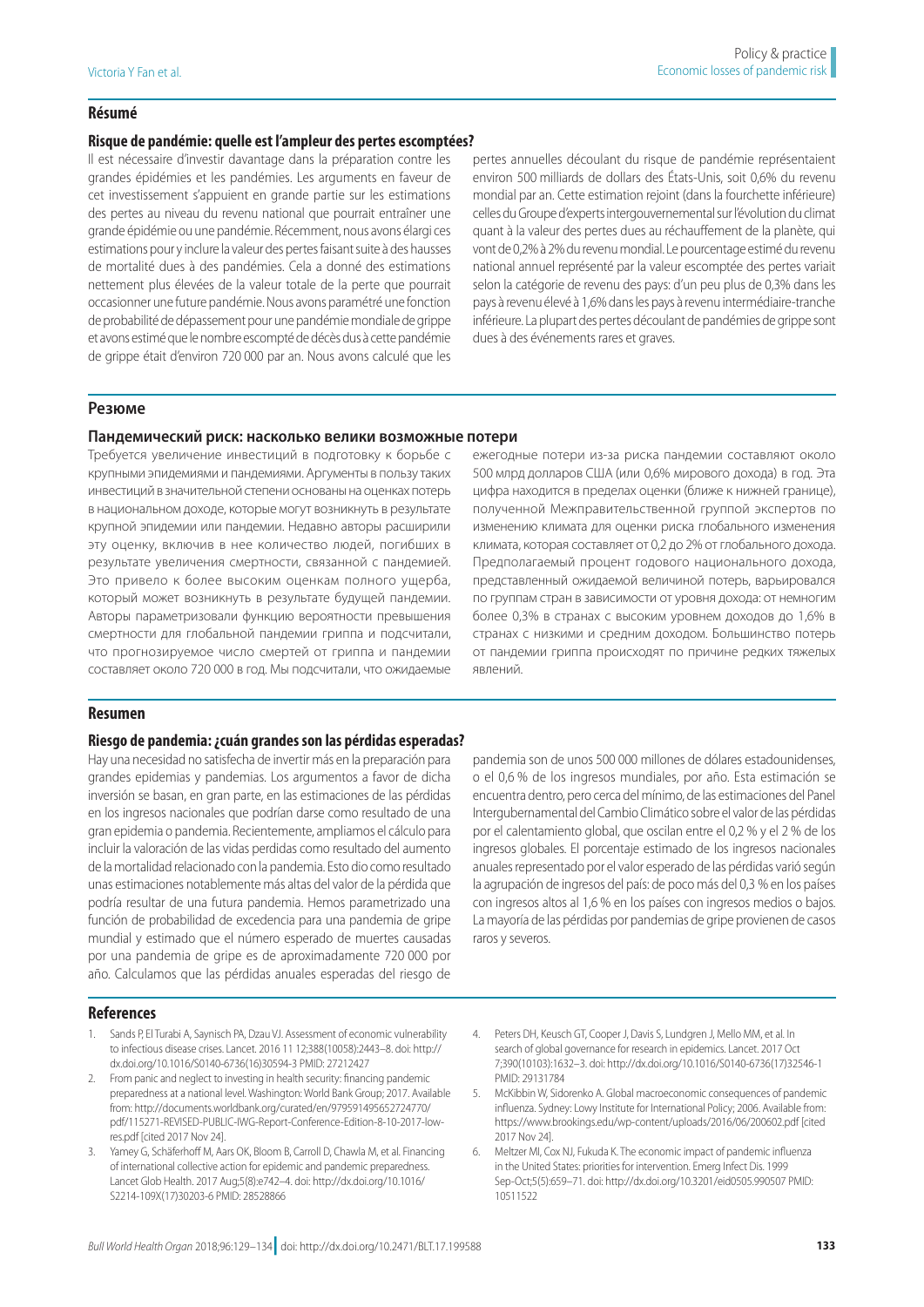## Résumé

### Risque de pandémie: quelle est l'ampleur des pertes escomptées?

Il est nécessaire d'investir davantage dans la préparation contre les grandes épidémies et les pandémies. Les arguments en faveur de cet investissement s'appuient en grande partie sur les estimations des pertes au niveau du revenu national que pourrait entraîner une grande épidémie ou une pandémie. Récemment, nous avons élargi ces estimations pour y inclure la valeur des pertes faisant suite à des hausses de mortalité dues à des pandémies. Cela a donné des estimations nettement plus élevées de la valeur totale de la perte que pourrait occasionner une future pandémie. Nous avons paramétré une fonction de probabilité de dépassement pour une pandémie mondiale de grippe et avons estimé que le nombre escompté de décès dus à cette pandémie de grippe était d'environ 720 000 par an. Nous avons calculé que les pertes annuelles découlant du risque de pandémie représentaient environ 500 milliards de dollars des États-Unis, soit 0,6% du revenu mondial par an. Cette estimation rejoint (dans la fourchette inférieure) celles du Groupe d'experts intergouvernemental sur l'évolution du climat quant à la valeur des pertes dues au réchauffement de la planète, qui vont de 0,2% à 2% du revenu mondial. Le pourcentage estimé du revenu national annuel représenté par la valeur escomptée des pertes variait selon la catégorie de revenu des pays: d'un peu plus de 0,3% dans les pays à revenu élevé à 1,6% dans les pays à revenu intermédiaire-tranche inférieure. La plupart des pertes découlant de pandémies de grippe sont dues à des événements rares et graves.

## Резюме

### Пандемический риск: насколько велики возможные потери

Требуется увеличение инвестиций в подготовку к борьбе с крупными эпидемиями и пандемиями. Аргументы в пользу таких инвестиций в значительной степени основаны на оценках потерь в национальном доходе, которые могут возникнуть в результате крупной эпидемии или пандемии. Недавно авторы расширили эту оценку, включив в нее количество людей, погибших в результате увеличения смертности, связанной с пандемией. Это привело к более высоким оценкам полного ущерба, который может возникнуть в результате будущей пандемии. Авторы параметризовали функцию вероятности превышения смертности для глобальной пандемии гриппа и подсчитали, что прогнозируемое число смертей от гриппа и пандемии составляет около 720 000 в год. Мы подсчитали, что ожидаемые ежегодные потери из-за риска пандемии составляют около 500 млрд долларов США (или 0,6% мирового дохода) в год. Эта цифра находится в пределах оценки (ближе к нижней границе), полученной Межправительственной группой экспертов по изменению климата для оценки риска глобального изменения климата, которая составляет от 0,2 до 2% от глобального дохода. Предполагаемый процент годового национального дохода, представленный ожидаемой величиной потерь, варьировался по группам стран в зависимости от уровня дохода: от немногим более 0,3% в странах с высоким уровнем доходов до 1,6% в странах с низкими и средним доходом. Большинство потерь от пандемии гриппа происходят по причине редких тяжелых явлений.

## Resumen

### Riesgo de pandemia: ¿cuán grandes son las pérdidas esperadas?

Hay una necesidad no satisfecha de invertir más en la preparación para grandes epidemias y pandemias. Los argumentos a favor de dicha inversión se basan, en gran parte, en las estimaciones de las pérdidas en los ingresos nacionales que podrían darse como resultado de una gran epidemia o pandemia. Recientemente, ampliamos el cálculo para incluir la valoración de las vidas perdidas como resultado del aumento de la mortalidad relacionado con la pandemia. Esto dio como resultado unas estimaciones notablemente más altas del valor de la pérdida que podría resultar de una futura pandemia. Hemos parametrizado una función de probabilidad de excedencia para una pandemia de gripe mundial y estimado que el número esperado de muertes causadas por una pandemia de gripe es de aproximadamente 720 000 por año. Calculamos que las pérdidas anuales esperadas del riesgo de pandemia son de unos 500 000 millones de dólares estadounidenses, o el 0,6 % de los ingresos mundiales, por año. Esta estimación se encuentra dentro, pero cerca del mínimo, de las estimaciones del Panel Intergubernamental del Cambio Climático sobre el valor de las pérdidas por el calentamiento global, que oscilan entre el 0,2 % y el 2 % de los ingresos globales. El porcentaje estimado de los ingresos nacionales anuales representado por el valor esperado de las pérdidas varió según la agrupación de ingresos del país: de poco más del 0,3 % en los países con ingresos altos al 1,6 % en los países con ingresos medios o bajos. La mayoría de las pérdidas por pandemias de gripe provienen de casos raros y severos.

## References

1. Sands P, El Turabi A, Saynisch PA, Dzau VJ. Assessment of economic vulnerability to infectious disease crises. Lancet. 2016 11 12;388(10058):2443–8. doi: http://dx.doi.org/10.1016/S0140-6736(16)30594-3 PMID: 27212427
2. From panic and neglect to investing in health security: financing pandemic preparedness at a national level. Washington: World Bank Group; 2017. Available from: http://documents.worldbank.org/curated/en/979591495652724770/pdf/115271-REVISED-PUBLIC-IWG-Report-Conference-Edition-8-10-2017-low-res.pdf [cited 2017 Nov 24].
3. Yamey G, Schäferhoff M, Aars OK, Bloom B, Carroll D, Chawla M, et al. Financing of international collective action for epidemic and pandemic preparedness. Lancet Glob Health. 2017 Aug;5(8):e742–4. doi: http://dx.doi.org/10.1016/S2214-109X(17)30203-6 PMID: 28528866
4. Peters DH, Keusch GT, Cooper J, Davis S, Lundgren J, Mello MM, et al. In search of global governance for research in epidemics. Lancet. 2017 Oct 7;390(10103):1632–3. doi: http://dx.doi.org/10.1016/S0140-6736(17)32546-1 PMID: 29131784
5. McKibbin W, Sidorenko A. Global macroeconomic consequences of pandemic influenza. Sydney: Lowy Institute for International Policy; 2006. Available from: https://www.brookings.edu/wp-content/uploads/2016/06/200602.pdf [cited 2017 Nov 24].
6. Meltzer MI, Cox NJ, Fukuda K. The economic impact of pandemic influenza in the United States: priorities for intervention. Emerg Infect Dis. 1999 Sep-Oct;5(5):659–71. doi: http://dx.doi.org/10.3201/eid0505.990507 PMID: 10511522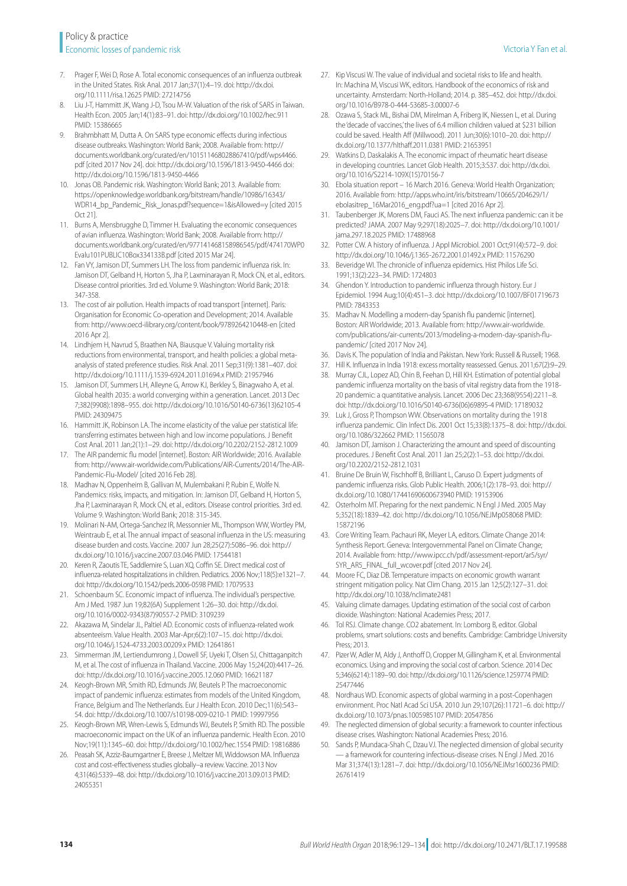7. Prager F, Wei D, Rose A. Total economic consequences of an influenza outbreak in the United States. Risk Anal. 2017 Jan;37(1):4–19. doi: http://dx.doi.org/10.1111/risa.12625 PMID: 27214756
8. Liu J-T, Hammitt JK, Wang J-D, Tsou M-W. Valuation of the risk of SARS in Taiwan. Health Econ. 2005 Jan;14(1):83–91. doi: http://dx.doi.org/10.1002/hec.911 PMID: 15386665
9. Brahmbhatt M, Dutta A. On SARS type economic effects during infectious disease outbreaks. Washington: World Bank; 2008. Available from: http://documents.worldbank.org/curated/en/101511468028867410/pdf/wps4466.pdf [cited 2017 Nov 24]. doi: http://dx.doi.org/10.1596/1813-9450-4466 doi: http://dx.doi.org/10.1596/1813-9450-4466
10. Jonas OB. Pandemic risk. Washington: World Bank; 2013. Available from: https://openknowledge.worldbank.org/bitstream/handle/10986/16343/WDR14_bp_Pandemic_Risk_Jonas.pdf?sequence=1&isAllowed=y [cited 2015 Oct 21].
11. Burns A, Mensbrugghe D, Timmer H. Evaluating the economic consequences of avian influenza. Washington: World Bank; 2008. Available from: http://documents.worldbank.org/curated/en/977141468158986545/pdf/474170WP0Evalu101PUBLIC10Box334133B.pdf [cited 2015 Mar 24].
12. Fan VY, Jamison DT, Summers LH. The loss from pandemic influenza risk. In: Jamison DT, Gelband H, Horton S, Jha P, Laxminarayan R, Mock CN, et al., editors. Disease control priorities. 3rd ed. Volume 9. Washington: World Bank; 2018: 347-358.
13. The cost of air pollution. Health impacts of road transport [internet]. Paris: Organisation for Economic Co-operation and Development; 2014. Available from: http://www.oecd-ilibrary.org/content/book/9789264210448-en [cited 2016 Apr 2].
14. Lindhjem H, Navrud S, Braathen NA, Biausque V. Valuing mortality risk reductions from environmental, transport, and health policies: a global meta-analysis of stated preference studies. Risk Anal. 2011 Sep;31(9):1381–407. doi: http://dx.doi.org/10.1111/j.1539-6924.2011.01694.x PMID: 21957946
15. Jamison DT, Summers LH, Alleyne G, Arrow KJ, Berkley S, Binagwaho A, et al. Global health 2035: a world converging within a generation. Lancet. 2013 Dec 7;382(9908):1898–955. doi: http://dx.doi.org/10.1016/S0140-6736(13)62105-4 PMID: 24309475
16. Hammitt JK, Robinson LA. The income elasticity of the value per statistical life: transferring estimates between high and low income populations. J Benefit Cost Anal. 2011 Jan;2(1):1–29. doi: http://dx.doi.org/10.2202/2152-2812.1009
17. The AIR pandemic flu model [internet]. Boston: AIR Worldwide; 2016. Available from: http://www.air-worldwide.com/Publications/AIR-Currents/2014/The-AIR-Pandemic-Flu-Model/ [cited 2016 Feb 28].
18. Madhav N, Oppenheim B, Gallivan M, Mulembakani P, Rubin E, Wolfe N. Pandemics: risks, impacts, and mitigation. In: Jamison DT, Gelband H, Horton S, Jha P, Laxminarayan R, Mock CN, et al., editors. Disease control priorities. 3rd ed. Volume 9. Washington: World Bank; 2018: 315-345.
19. Molinari N-AM, Ortega-Sanchez IR, Messonnier ML, Thompson WW, Wortley PM, Weintraub E, et al. The annual impact of seasonal influenza in the US: measuring disease burden and costs. Vaccine. 2007 Jun 28;25(27):5086–96. doi: http://dx.doi.org/10.1016/j.vaccine.2007.03.046 PMID: 17544181
20. Keren R, Zaoutis TE, Saddlemire S, Luan XQ, Coffin SE. Direct medical cost of influenza-related hospitalizations in children. Pediatrics. 2006 Nov;118(5):e1321–7. doi: http://dx.doi.org/10.1542/peds.2006-0598 PMID: 17079533
21. Schoenbaum SC. Economic impact of influenza. The individual's perspective. Am J Med. 1987 Jun 19;82(6A) Supplement 1:26–30. doi: http://dx.doi.org/10.1016/0002-9343(87)90557-2 PMID: 3109239
22. Akazawa M, Sindelar JL, Paltiel AD. Economic costs of influenza-related work absenteeism. Value Health. 2003 Mar-Apr;6(2):107–15. doi: http://dx.doi.org/10.1046/j.1524-4733.2003.00209.x PMID: 12641861
23. Simmerman JM, Lertiendumrong J, Dowell SF, Uyeki T, Olsen SJ, Chittaganpitch M, et al. The cost of influenza in Thailand. Vaccine. 2006 May 15;24(20):4417–26. doi: http://dx.doi.org/10.1016/j.vaccine.2005.12.060 PMID: 16621187
24. Keogh-Brown MR, Smith RD, Edmunds JW, Beutels P. The macroeconomic impact of pandemic influenza: estimates from models of the United Kingdom, France, Belgium and The Netherlands. Eur J Health Econ. 2010 Dec;11(6):543–54. doi: http://dx.doi.org/10.1007/s10198-009-0210-1 PMID: 19997956
25. Keogh-Brown MR, Wren-Lewis S, Edmunds WJ, Beutels P, Smith RD. The possible macroeconomic impact on the UK of an influenza pandemic. Health Econ. 2010 Nov;19(11):1345–60. doi: http://dx.doi.org/10.1002/hec.1554 PMID: 19816886
26. Peasah SK, Azziz-Baumgartner E, Breese J, Meltzer MI, Widdowson MA. Influenza cost and cost-effectiveness studies globally–a review. Vaccine. 2013 Nov 4;31(46):5339–48. doi: http://dx.doi.org/10.1016/j.vaccine.2013.09.013 PMID: 24055351
27. Kip Viscusi W. The value of individual and societal risks to life and health. In: Machina M, Viscusi WK, editors. Handbook of the economics of risk and uncertainty. Amsterdam: North-Holland; 2014. p. 385–452. doi: http://dx.doi.org/10.1016/B978-0-444-53685-3.00007-6
28. Ozawa S, Stack ML, Bishai DM, Mirelman A, Friberg IK, Niessen L, et al. During the 'decade of vaccines,' the lives of 6.4 million children valued at $231 billion could be saved. Health Aff (Millwood). 2011 Jun;30(6):1010–20. doi: http://dx.doi.org/10.1377/hlthaff.2011.0381 PMID: 21653951
29. Watkins D, Daskalakis A. The economic impact of rheumatic heart disease in developing countries. Lancet Glob Health. 2015;3:S37. doi: http://dx.doi.org/10.1016/S2214-109X(15)70156-7
30. Ebola situation report – 16 March 2016. Geneva: World Health Organization; 2016. Available from: http://apps.who.int/iris/bitstream/10665/204629/1/ebolasitrep_16Mar2016_eng.pdf?ua=1 [cited 2016 Apr 2].
31. Taubenberger JK, Morens DM, Fauci AS. The next influenza pandemic: can it be predicted? JAMA. 2007 May 9;297(18):2025–7. doi: http://dx.doi.org/10.1001/jama.297.18.2025 PMID: 17488968
32. Potter CW. A history of influenza. J Appl Microbiol. 2001 Oct;91(4):572–9. doi: http://dx.doi.org/10.1046/j.1365-2672.2001.01492.x PMID: 11576290
33. Beveridge WI. The chronicle of influenza epidemics. Hist Philos Life Sci. 1991;13(2):223–34. PMID: 1724803
34. Ghendon Y. Introduction to pandemic influenza through history. Eur J Epidemiol. 1994 Aug;10(4):451–3. doi: http://dx.doi.org/10.1007/BF01719673 PMID: 7843353
35. Madhav N. Modelling a modern-day Spanish flu pandemic [internet]. Boston: AIR Worldwide; 2013. Available from: http://www.air-worldwide.com/publications/air-currents/2013/modeling-a-modern-day-spanish-flu-pandemic/ [cited 2017 Nov 24].
36. Davis K. The population of India and Pakistan. New York: Russell & Russell; 1968.
37. Hill K. Influenza in India 1918: excess mortality reassessed. Genus. 2011;67(2):9–29.
38. Murray CJL, Lopez AD, Chin B, Feehan D, Hill KH. Estimation of potential global pandemic influenza mortality on the basis of vital registry data from the 1918-20 pandemic: a quantitative analysis. Lancet. 2006 Dec 23;368(9554):2211–8. doi: http://dx.doi.org/10.1016/S0140-6736(06)69895-4 PMID: 17189032
39. Luk J, Gross P, Thompson WW. Observations on mortality during the 1918 influenza pandemic. Clin Infect Dis. 2001 Oct 15;33(8):1375–8. doi: http://dx.doi.org/10.1086/322662 PMID: 11565078
40. Jamison DT, Jamison J. Characterizing the amount and speed of discounting procedures. J Benefit Cost Anal. 2011 Jan 25;2(2):1–53. doi: http://dx.doi.org/10.2202/2152-2812.1031
41. Bruine De Bruin W, Fischhoff B, Brilliant L, Caruso D. Expert judgments of pandemic influenza risks. Glob Public Health. 2006;1(2):178–93. doi: http://dx.doi.org/10.1080/17441690600673940 PMID: 19153906
42. Osterholm MT. Preparing for the next pandemic. N Engl J Med. 2005 May 5;352(18):1839–42. doi: http://dx.doi.org/10.1056/NEJMp058068 PMID: 15872196
43. Core Writing Team. Pachauri RK, Meyer LA, editors. Climate Change 2014: Synthesis Report. Geneva: Intergovernmental Panel on Climate Change; 2014. Available from: http://www.ipcc.ch/pdf/assessment-report/ar5/syr/SYR_AR5_FINAL_full_wcover.pdf [cited 2017 Nov 24].
44. Moore FC, Diaz DB. Temperature impacts on economic growth warrant stringent mitigation policy. Nat Clim Chang. 2015 Jan 12;5(2):127–31. doi: http://dx.doi.org/10.1038/nclimate2481
45. Valuing climate damages. Updating estimation of the social cost of carbon dioxide. Washington: National Academies Press; 2017.
46. Tol RSJ. Climate change. CO2 abatement. In: Lomborg B, editor. Global problems, smart solutions: costs and benefits. Cambridge: Cambridge University Press; 2013.
47. Pizer W, Adler M, Aldy J, Anthoff D, Cropper M, Gillingham K, et al. Environmental economics. Using and improving the social cost of carbon. Science. 2014 Dec 5;346(6214):1189–90. doi: http://dx.doi.org/10.1126/science.1259774 PMID: 25477446
48. Nordhaus WD. Economic aspects of global warming in a post-Copenhagen environment. Proc Natl Acad Sci USA. 2010 Jun 29;107(26):11721–6. doi: http://dx.doi.org/10.1073/pnas.1005985107 PMID: 20547856
49. The neglected dimension of global security: a framework to counter infectious disease crises. Washington: National Academies Press; 2016.
50. Sands P, Mundaca-Shah C, Dzau VJ. The neglected dimension of global security — a framework for countering infectious-disease crises. N Engl J Med. 2016 Mar 31;374(13):1281–7. doi: http://dx.doi.org/10.1056/NEJMsr1600236 PMID: 26761419